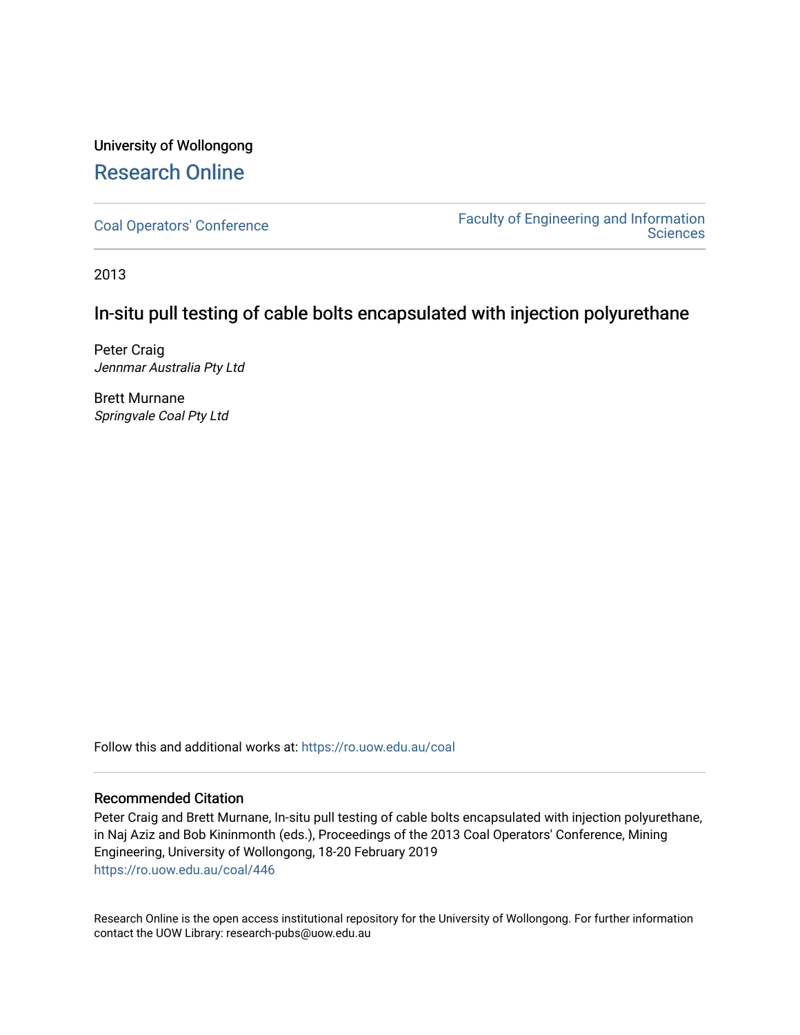University of Wollongong

# Research Online

Coal Operators' Conference

Faculty of Engineering and Information Sciences

2013

## In-situ pull testing of cable bolts encapsulated with injection polyurethane

Peter Craig
*Jennmar Australia Pty Ltd*

Brett Murnane
*Springvale Coal Pty Ltd*

Follow this and additional works at: https://ro.uow.edu.au/coal

### Recommended Citation

Peter Craig and Brett Murnane, In-situ pull testing of cable bolts encapsulated with injection polyurethane, in Naj Aziz and Bob Kininmonth (eds.), Proceedings of the 2013 Coal Operators' Conference, Mining Engineering, University of Wollongong, 18-20 February 2019
https://ro.uow.edu.au/coal/446

Research Online is the open access institutional repository for the University of Wollongong. For further information contact the UOW Library: research-pubs@uow.edu.au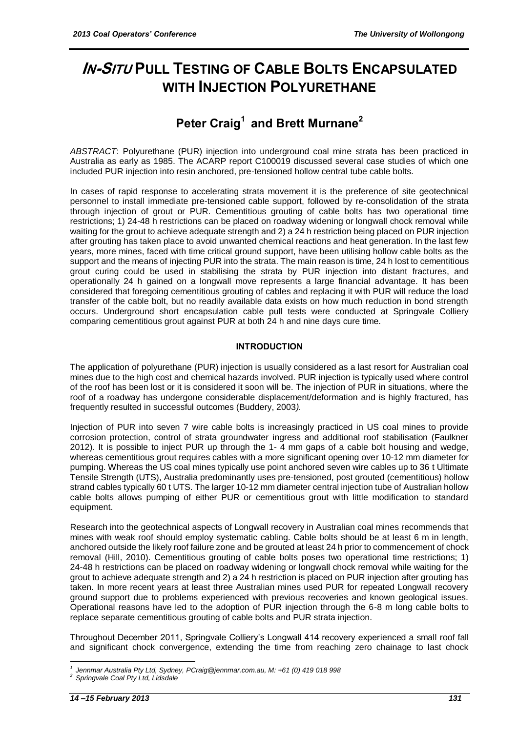# *IN-SITU* PULL TESTING OF CABLE BOLTS ENCAPSULATED WITH INJECTION POLYURETHANE

## Peter Craig[1] and Brett Murnane[2]

*ABSTRACT*: Polyurethane (PUR) injection into underground coal mine strata has been practiced in Australia as early as 1985. The ACARP report C100019 discussed several case studies of which one included PUR injection into resin anchored, pre-tensioned hollow central tube cable bolts.

In cases of rapid response to accelerating strata movement it is the preference of site geotechnical personnel to install immediate pre-tensioned cable support, followed by re-consolidation of the strata through injection of grout or PUR. Cementitious grouting of cable bolts has two operational time restrictions; 1) 24-48 h restrictions can be placed on roadway widening or longwall chock removal while waiting for the grout to achieve adequate strength and 2) a 24 h restriction being placed on PUR injection after grouting has taken place to avoid unwanted chemical reactions and heat generation. In the last few years, more mines, faced with time critical ground support, have been utilising hollow cable bolts as the support and the means of injecting PUR into the strata. The main reason is time, 24 h lost to cementitious grout curing could be used in stabilising the strata by PUR injection into distant fractures, and operationally 24 h gained on a longwall move represents a large financial advantage. It has been considered that foregoing cementitious grouting of cables and replacing it with PUR will reduce the load transfer of the cable bolt, but no readily available data exists on how much reduction in bond strength occurs. Underground short encapsulation cable pull tests were conducted at Springvale Colliery comparing cementitious grout against PUR at both 24 h and nine days cure time.

### INTRODUCTION

The application of polyurethane (PUR) injection is usually considered as a last resort for Australian coal mines due to the high cost and chemical hazards involved. PUR injection is typically used where control of the roof has been lost or it is considered it soon will be. The injection of PUR in situations, where the roof of a roadway has undergone considerable displacement/deformation and is highly fractured, has frequently resulted in successful outcomes (Buddery, 2003*)*.

Injection of PUR into seven 7 wire cable bolts is increasingly practiced in US coal mines to provide corrosion protection, control of strata groundwater ingress and additional roof stabilisation (Faulkner 2012). It is possible to inject PUR up through the 1- 4 mm gaps of a cable bolt housing and wedge, whereas cementitious grout requires cables with a more significant opening over 10-12 mm diameter for pumping. Whereas the US coal mines typically use point anchored seven wire cables up to 36 t Ultimate Tensile Strength (UTS), Australia predominantly uses pre-tensioned, post grouted (cementitious) hollow strand cables typically 60 t UTS. The larger 10-12 mm diameter central injection tube of Australian hollow cable bolts allows pumping of either PUR or cementitious grout with little modification to standard equipment.

Research into the geotechnical aspects of Longwall recovery in Australian coal mines recommends that mines with weak roof should employ systematic cabling. Cable bolts should be at least 6 m in length, anchored outside the likely roof failure zone and be grouted at least 24 h prior to commencement of chock removal (Hill, 2010). Cementitious grouting of cable bolts poses two operational time restrictions; 1) 24-48 h restrictions can be placed on roadway widening or longwall chock removal while waiting for the grout to achieve adequate strength and 2) a 24 h restriction is placed on PUR injection after grouting has taken. In more recent years at least three Australian mines used PUR for repeated Longwall recovery ground support due to problems experienced with previous recoveries and known geological issues. Operational reasons have led to the adoption of PUR injection through the 6-8 m long cable bolts to replace separate cementitious grouting of cable bolts and PUR strata injection.

Throughout December 2011, Springvale Colliery's Longwall 414 recovery experienced a small roof fall and significant chock convergence, extending the time from reaching zero chainage to last chock

[1] Jennmar Australia Pty Ltd, Sydney, PCraig@jennmar.com.au, M: +61 (0) 419 018 998
[2] Springvale Coal Pty Ltd, Lidsdale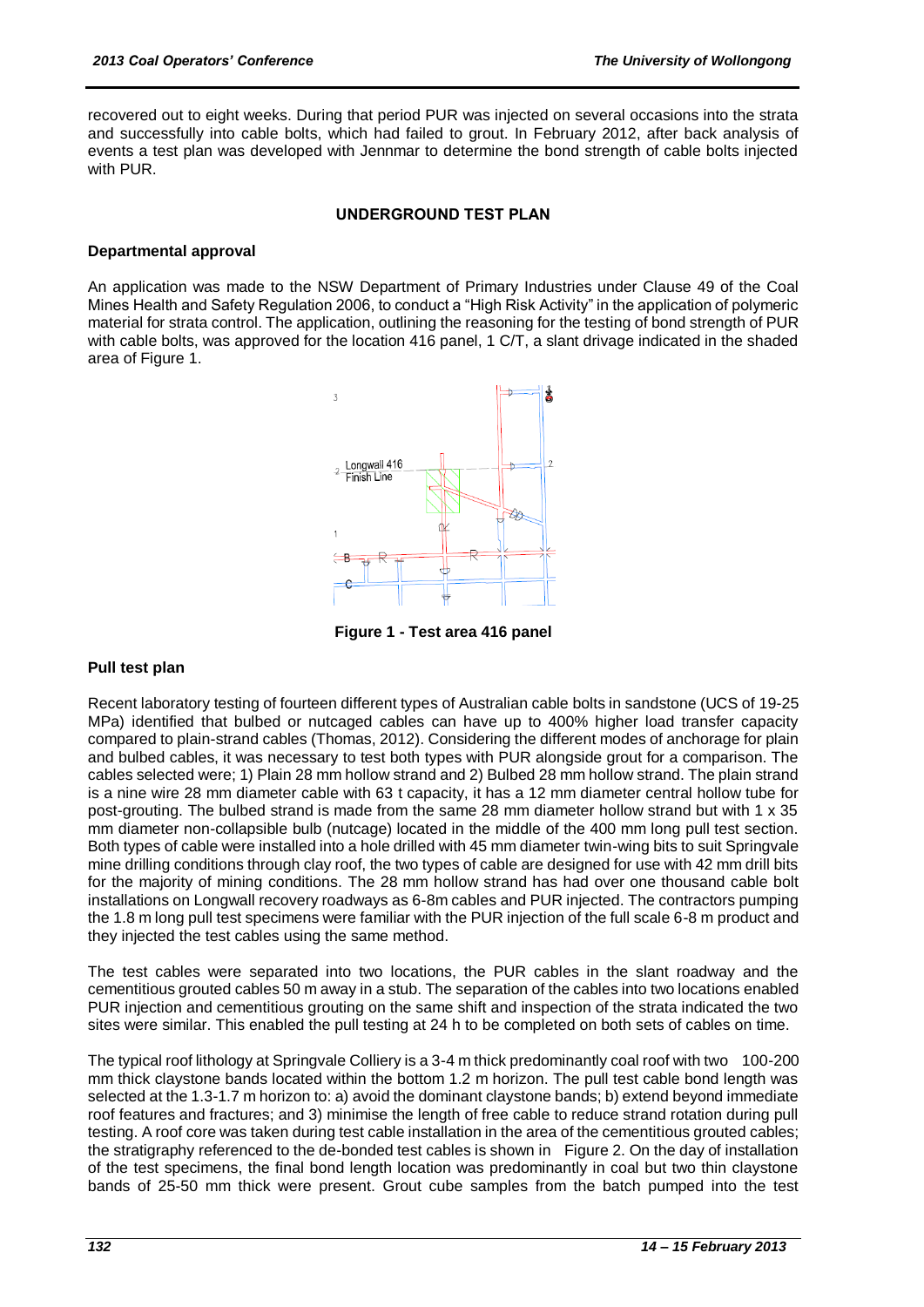recovered out to eight weeks. During that period PUR was injected on several occasions into the strata and successfully into cable bolts, which had failed to grout. In February 2012, after back analysis of events a test plan was developed with Jennmar to determine the bond strength of cable bolts injected with PUR.

## UNDERGROUND TEST PLAN

### Departmental approval

An application was made to the NSW Department of Primary Industries under Clause 49 of the Coal Mines Health and Safety Regulation 2006, to conduct a "High Risk Activity" in the application of polymeric material for strata control. The application, outlining the reasoning for the testing of bond strength of PUR with cable bolts, was approved for the location 416 panel, 1 C/T, a slant drivage indicated in the shaded area of Figure 1.

**Figure 1 - Test area 416 panel**

### Pull test plan

Recent laboratory testing of fourteen different types of Australian cable bolts in sandstone (UCS of 19-25 MPa) identified that bulbed or nutcaged cables can have up to 400% higher load transfer capacity compared to plain-strand cables (Thomas, 2012). Considering the different modes of anchorage for plain and bulbed cables, it was necessary to test both types with PUR alongside grout for a comparison. The cables selected were; 1) Plain 28 mm hollow strand and 2) Bulbed 28 mm hollow strand. The plain strand is a nine wire 28 mm diameter cable with 63 t capacity, it has a 12 mm diameter central hollow tube for post-grouting. The bulbed strand is made from the same 28 mm diameter hollow strand but with 1 x 35 mm diameter non-collapsible bulb (nutcage) located in the middle of the 400 mm long pull test section. Both types of cable were installed into a hole drilled with 45 mm diameter twin-wing bits to suit Springvale mine drilling conditions through clay roof, the two types of cable are designed for use with 42 mm drill bits for the majority of mining conditions. The 28 mm hollow strand has had over one thousand cable bolt installations on Longwall recovery roadways as 6-8m cables and PUR injected. The contractors pumping the 1.8 m long pull test specimens were familiar with the PUR injection of the full scale 6-8 m product and they injected the test cables using the same method.

The test cables were separated into two locations, the PUR cables in the slant roadway and the cementitious grouted cables 50 m away in a stub. The separation of the cables into two locations enabled PUR injection and cementitious grouting on the same shift and inspection of the strata indicated the two sites were similar. This enabled the pull testing at 24 h to be completed on both sets of cables on time.

The typical roof lithology at Springvale Colliery is a 3-4 m thick predominantly coal roof with two 100-200 mm thick claystone bands located within the bottom 1.2 m horizon. The pull test cable bond length was selected at the 1.3-1.7 m horizon to: a) avoid the dominant claystone bands; b) extend beyond immediate roof features and fractures; and 3) minimise the length of free cable to reduce strand rotation during pull testing. A roof core was taken during test cable installation in the area of the cementitious grouted cables; the stratigraphy referenced to the de-bonded test cables is shown in Figure 2. On the day of installation of the test specimens, the final bond length location was predominantly in coal but two thin claystone bands of 25-50 mm thick were present. Grout cube samples from the batch pumped into the test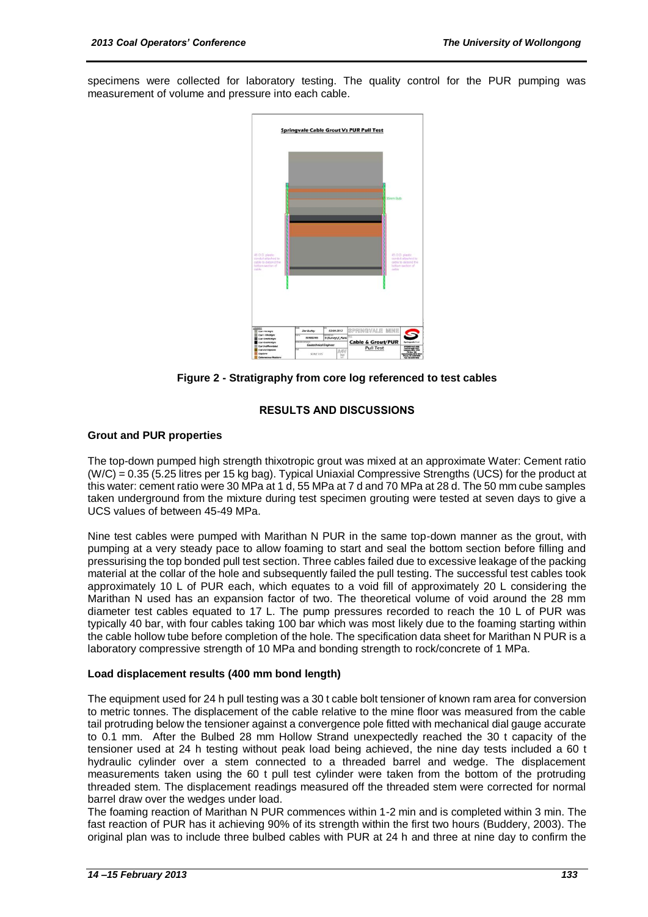specimens were collected for laboratory testing. The quality control for the PUR pumping was measurement of volume and pressure into each cable.

**Figure 2 - Stratigraphy from core log referenced to test cables**

## RESULTS AND DISCUSSIONS

### Grout and PUR properties

The top-down pumped high strength thixotropic grout was mixed at an approximate Water: Cement ratio (W/C) = 0.35 (5.25 litres per 15 kg bag). Typical Uniaxial Compressive Strengths (UCS) for the product at this water: cement ratio were 30 MPa at 1 d, 55 MPa at 7 d and 70 MPa at 28 d. The 50 mm cube samples taken underground from the mixture during test specimen grouting were tested at seven days to give a UCS values of between 45-49 MPa.

Nine test cables were pumped with Marithan N PUR in the same top-down manner as the grout, with pumping at a very steady pace to allow foaming to start and seal the bottom section before filling and pressurising the top bonded pull test section. Three cables failed due to excessive leakage of the packing material at the collar of the hole and subsequently failed the pull testing. The successful test cables took approximately 10 L of PUR each, which equates to a void fill of approximately 20 L considering the Marithan N used has an expansion factor of two. The theoretical volume of void around the 28 mm diameter test cables equated to 17 L. The pump pressures recorded to reach the 10 L of PUR was typically 40 bar, with four cables taking 100 bar which was most likely due to the foaming starting within the cable hollow tube before completion of the hole. The specification data sheet for Marithan N PUR is a laboratory compressive strength of 10 MPa and bonding strength to rock/concrete of 1 MPa.

### Load displacement results (400 mm bond length)

The equipment used for 24 h pull testing was a 30 t cable bolt tensioner of known ram area for conversion to metric tonnes. The displacement of the cable relative to the mine floor was measured from the cable tail protruding below the tensioner against a convergence pole fitted with mechanical dial gauge accurate to 0.1 mm. After the Bulbed 28 mm Hollow Strand unexpectedly reached the 30 t capacity of the tensioner used at 24 h testing without peak load being achieved, the nine day tests included a 60 t hydraulic cylinder over a stem connected to a threaded barrel and wedge. The displacement measurements taken using the 60 t pull test cylinder were taken from the bottom of the protruding threaded stem. The displacement readings measured off the threaded stem were corrected for normal barrel draw over the wedges under load.

The foaming reaction of Marithan N PUR commences within 1-2 min and is completed within 3 min. The fast reaction of PUR has it achieving 90% of its strength within the first two hours (Buddery, 2003). The original plan was to include three bulbed cables with PUR at 24 h and three at nine day to confirm the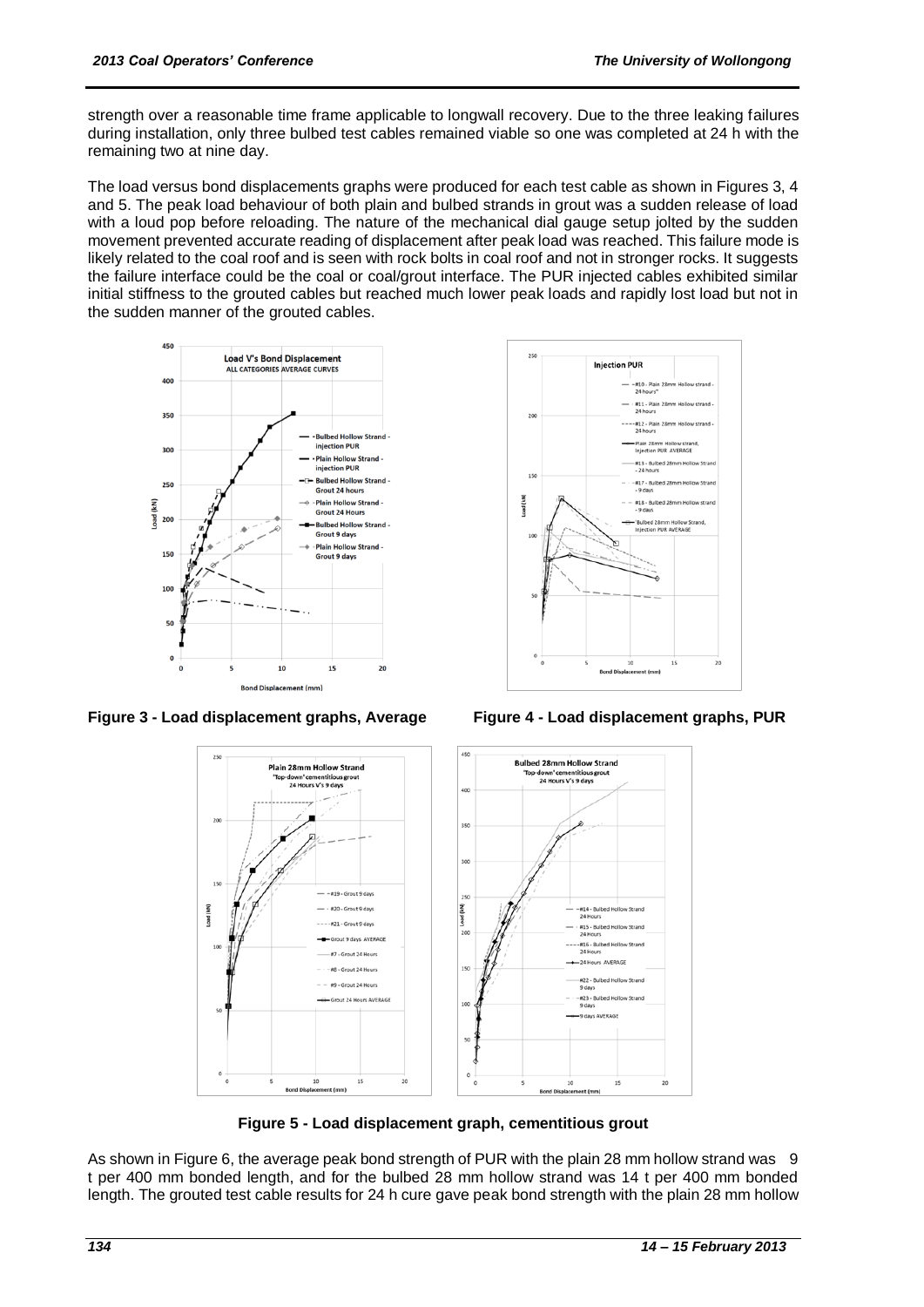strength over a reasonable time frame applicable to longwall recovery. Due to the three leaking failures during installation, only three bulbed test cables remained viable so one was completed at 24 h with the remaining two at nine day.

The load versus bond displacements graphs were produced for each test cable as shown in Figures 3, 4 and 5. The peak load behaviour of both plain and bulbed strands in grout was a sudden release of load with a loud pop before reloading. The nature of the mechanical dial gauge setup jolted by the sudden movement prevented accurate reading of displacement after peak load was reached. This failure mode is likely related to the coal roof and is seen with rock bolts in coal roof and not in stronger rocks. It suggests the failure interface could be the coal or coal/grout interface. The PUR injected cables exhibited similar initial stiffness to the grouted cables but reached much lower peak loads and rapidly lost load but not in the sudden manner of the grouted cables.

**Figure 3 - Load displacement graphs, Average**

**Figure 4 - Load displacement graphs, PUR**

**Figure 5 - Load displacement graph, cementitious grout**

As shown in Figure 6, the average peak bond strength of PUR with the plain 28 mm hollow strand was 9 t per 400 mm bonded length, and for the bulbed 28 mm hollow strand was 14 t per 400 mm bonded length. The grouted test cable results for 24 h cure gave peak bond strength with the plain 28 mm hollow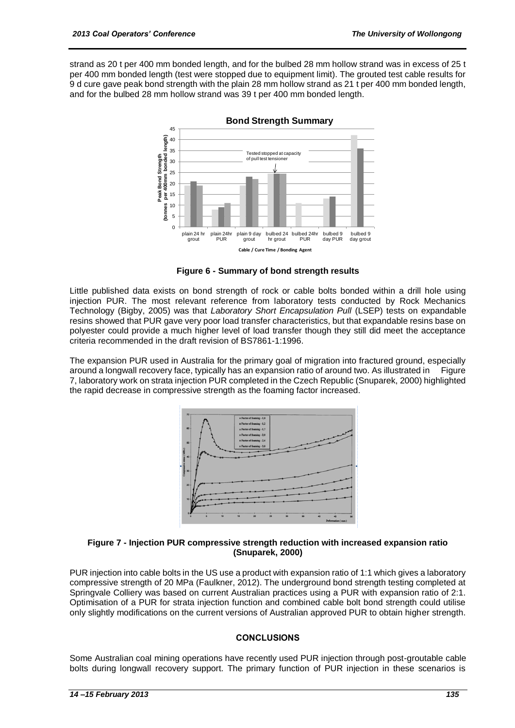strand as 20 t per 400 mm bonded length, and for the bulbed 28 mm hollow strand was in excess of 25 t per 400 mm bonded length (test were stopped due to equipment limit). The grouted test cable results for 9 d cure gave peak bond strength with the plain 28 mm hollow strand as 21 t per 400 mm bonded length, and for the bulbed 28 mm hollow strand was 39 t per 400 mm bonded length.

**Figure 6 - Summary of bond strength results**

Little published data exists on bond strength of rock or cable bolts bonded within a drill hole using injection PUR. The most relevant reference from laboratory tests conducted by Rock Mechanics Technology (Bigby, 2005) was that *Laboratory Short Encapsulation Pull* (LSEP) tests on expandable resins showed that PUR gave very poor load transfer characteristics, but that expandable resins base on polyester could provide a much higher level of load transfer though they still did meet the acceptance criteria recommended in the draft revision of BS7861-1:1996.

The expansion PUR used in Australia for the primary goal of migration into fractured ground, especially around a longwall recovery face, typically has an expansion ratio of around two. As illustrated in Figure 7, laboratory work on strata injection PUR completed in the Czech Republic (Snuparek, 2000) highlighted the rapid decrease in compressive strength as the foaming factor increased.

**Figure 7 - Injection PUR compressive strength reduction with increased expansion ratio (Snuparek, 2000)**

PUR injection into cable bolts in the US use a product with expansion ratio of 1:1 which gives a laboratory compressive strength of 20 MPa (Faulkner, 2012). The underground bond strength testing completed at Springvale Colliery was based on current Australian practices using a PUR with expansion ratio of 2:1. Optimisation of a PUR for strata injection function and combined cable bolt bond strength could utilise only slightly modifications on the current versions of Australian approved PUR to obtain higher strength.

## CONCLUSIONS

Some Australian coal mining operations have recently used PUR injection through post-groutable cable bolts during longwall recovery support. The primary function of PUR injection in these scenarios is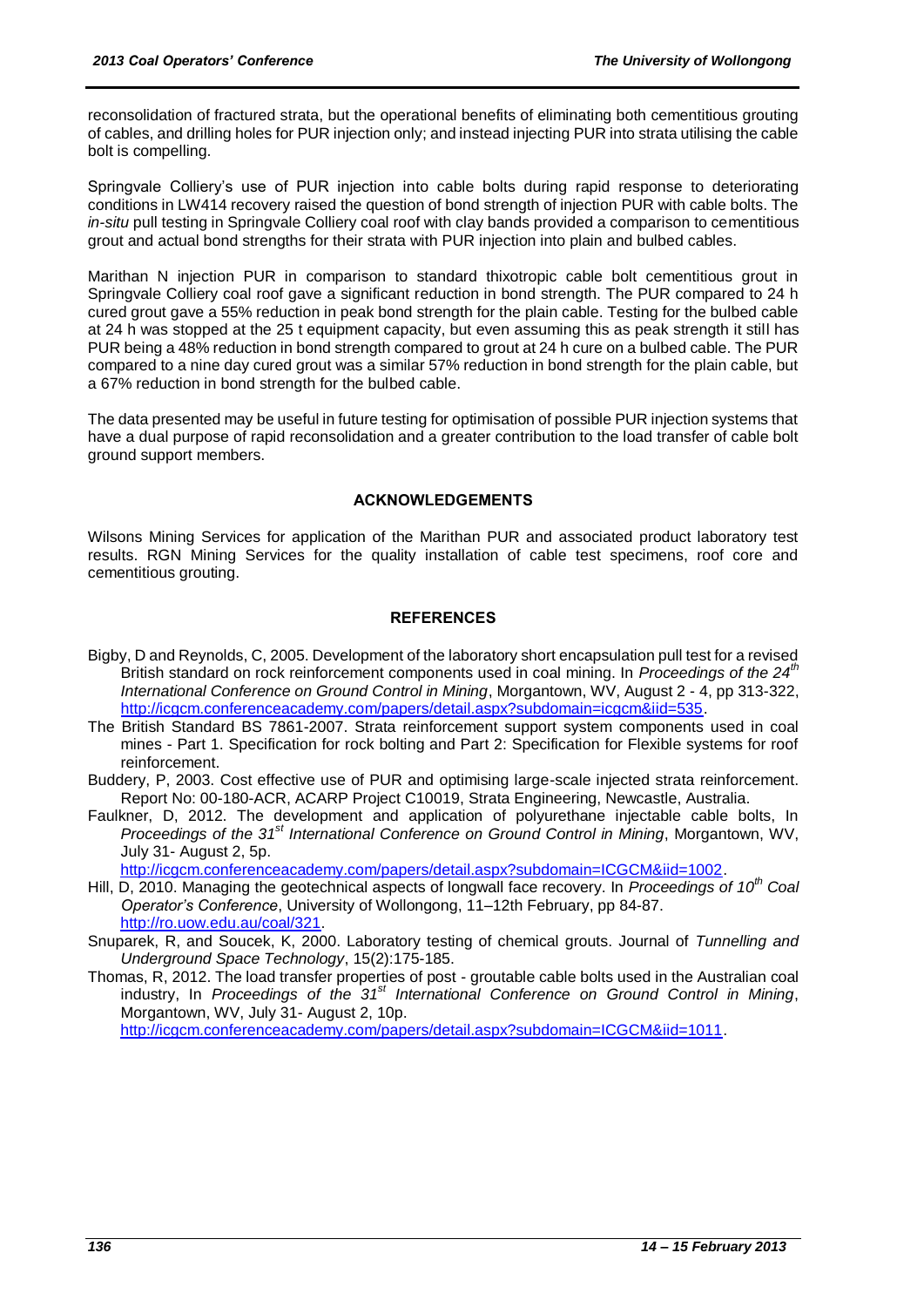reconsolidation of fractured strata, but the operational benefits of eliminating both cementitious grouting of cables, and drilling holes for PUR injection only; and instead injecting PUR into strata utilising the cable bolt is compelling.

Springvale Colliery's use of PUR injection into cable bolts during rapid response to deteriorating conditions in LW414 recovery raised the question of bond strength of injection PUR with cable bolts. The *in-situ* pull testing in Springvale Colliery coal roof with clay bands provided a comparison to cementitious grout and actual bond strengths for their strata with PUR injection into plain and bulbed cables.

Marithan N injection PUR in comparison to standard thixotropic cable bolt cementitious grout in Springvale Colliery coal roof gave a significant reduction in bond strength. The PUR compared to 24 h cured grout gave a 55% reduction in peak bond strength for the plain cable. Testing for the bulbed cable at 24 h was stopped at the 25 t equipment capacity, but even assuming this as peak strength it still has PUR being a 48% reduction in bond strength compared to grout at 24 h cure on a bulbed cable. The PUR compared to a nine day cured grout was a similar 57% reduction in bond strength for the plain cable, but a 67% reduction in bond strength for the bulbed cable.

The data presented may be useful in future testing for optimisation of possible PUR injection systems that have a dual purpose of rapid reconsolidation and a greater contribution to the load transfer of cable bolt ground support members.

## ACKNOWLEDGEMENTS

Wilsons Mining Services for application of the Marithan PUR and associated product laboratory test results. RGN Mining Services for the quality installation of cable test specimens, roof core and cementitious grouting.

## REFERENCES

Bigby, D and Reynolds, C, 2005. Development of the laboratory short encapsulation pull test for a revised British standard on rock reinforcement components used in coal mining. In *Proceedings of the 24th International Conference on Ground Control in Mining*, Morgantown, WV, August 2 - 4, pp 313-322, http://icgcm.conferenceacademy.com/papers/detail.aspx?subdomain=icgcm&iid=535.

The British Standard BS 7861-2007. Strata reinforcement support system components used in coal mines - Part 1. Specification for rock bolting and Part 2: Specification for Flexible systems for roof reinforcement.

Buddery, P, 2003. Cost effective use of PUR and optimising large-scale injected strata reinforcement. Report No: 00-180-ACR, ACARP Project C10019, Strata Engineering, Newcastle, Australia.

Faulkner, D, 2012. The development and application of polyurethane injectable cable bolts, In *Proceedings of the 31st International Conference on Ground Control in Mining*, Morgantown, WV, July 31- August 2, 5p. http://icgcm.conferenceacademy.com/papers/detail.aspx?subdomain=ICGCM&iid=1002.

Hill, D, 2010. Managing the geotechnical aspects of longwall face recovery. In *Proceedings of 10th Coal Operator's Conference*, University of Wollongong, 11–12th February, pp 84-87. http://ro.uow.edu.au/coal/321.

Snuparek, R, and Soucek, K, 2000. Laboratory testing of chemical grouts. Journal of *Tunnelling and Underground Space Technology*, 15(2):175-185.

Thomas, R, 2012. The load transfer properties of post - groutable cable bolts used in the Australian coal industry, In *Proceedings of the 31st International Conference on Ground Control in Mining*, Morgantown, WV, July 31- August 2, 10p. http://icgcm.conferenceacademy.com/papers/detail.aspx?subdomain=ICGCM&iid=1011.